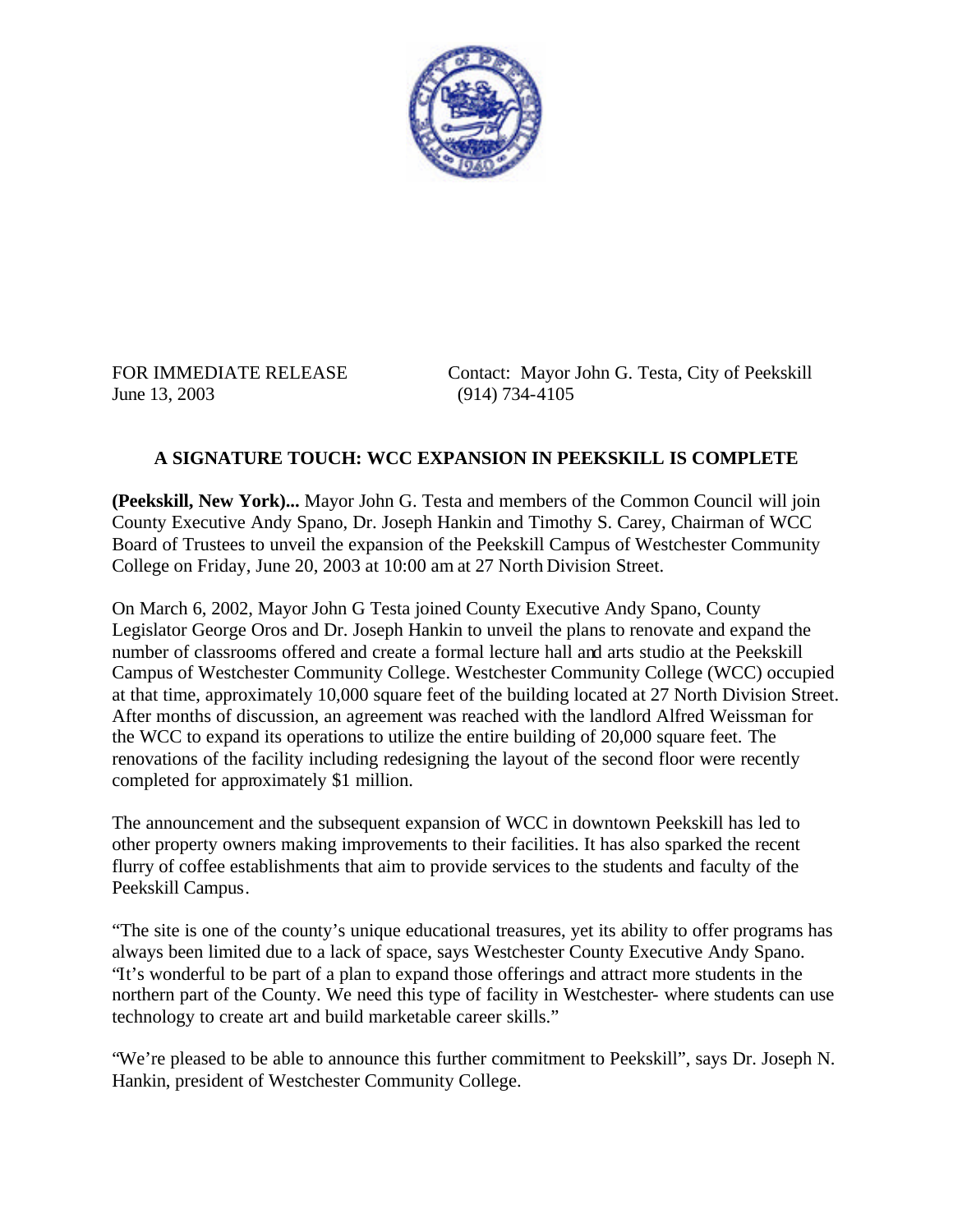FOR IMMEDIATE RELEASE
June 13, 2003

Contact: Mayor John G. Testa, City of Peekskill
(914) 734-4105

## A SIGNATURE TOUCH: WCC EXPANSION IN PEEKSKILL IS COMPLETE

**(Peekskill, New York)...** Mayor John G. Testa and members of the Common Council will join County Executive Andy Spano, Dr. Joseph Hankin and Timothy S. Carey, Chairman of WCC Board of Trustees to unveil the expansion of the Peekskill Campus of Westchester Community College on Friday, June 20, 2003 at 10:00 am at 27 North Division Street.

On March 6, 2002, Mayor John G Testa joined County Executive Andy Spano, County Legislator George Oros and Dr. Joseph Hankin to unveil the plans to renovate and expand the number of classrooms offered and create a formal lecture hall and arts studio at the Peekskill Campus of Westchester Community College. Westchester Community College (WCC) occupied at that time, approximately 10,000 square feet of the building located at 27 North Division Street. After months of discussion, an agreement was reached with the landlord Alfred Weissman for the WCC to expand its operations to utilize the entire building of 20,000 square feet. The renovations of the facility including redesigning the layout of the second floor were recently completed for approximately $1 million.

The announcement and the subsequent expansion of WCC in downtown Peekskill has led to other property owners making improvements to their facilities. It has also sparked the recent flurry of coffee establishments that aim to provide services to the students and faculty of the Peekskill Campus.

"The site is one of the county's unique educational treasures, yet its ability to offer programs has always been limited due to a lack of space, says Westchester County Executive Andy Spano. "It's wonderful to be part of a plan to expand those offerings and attract more students in the northern part of the County. We need this type of facility in Westchester- where students can use technology to create art and build marketable career skills."

"We're pleased to be able to announce this further commitment to Peekskill", says Dr. Joseph N. Hankin, president of Westchester Community College.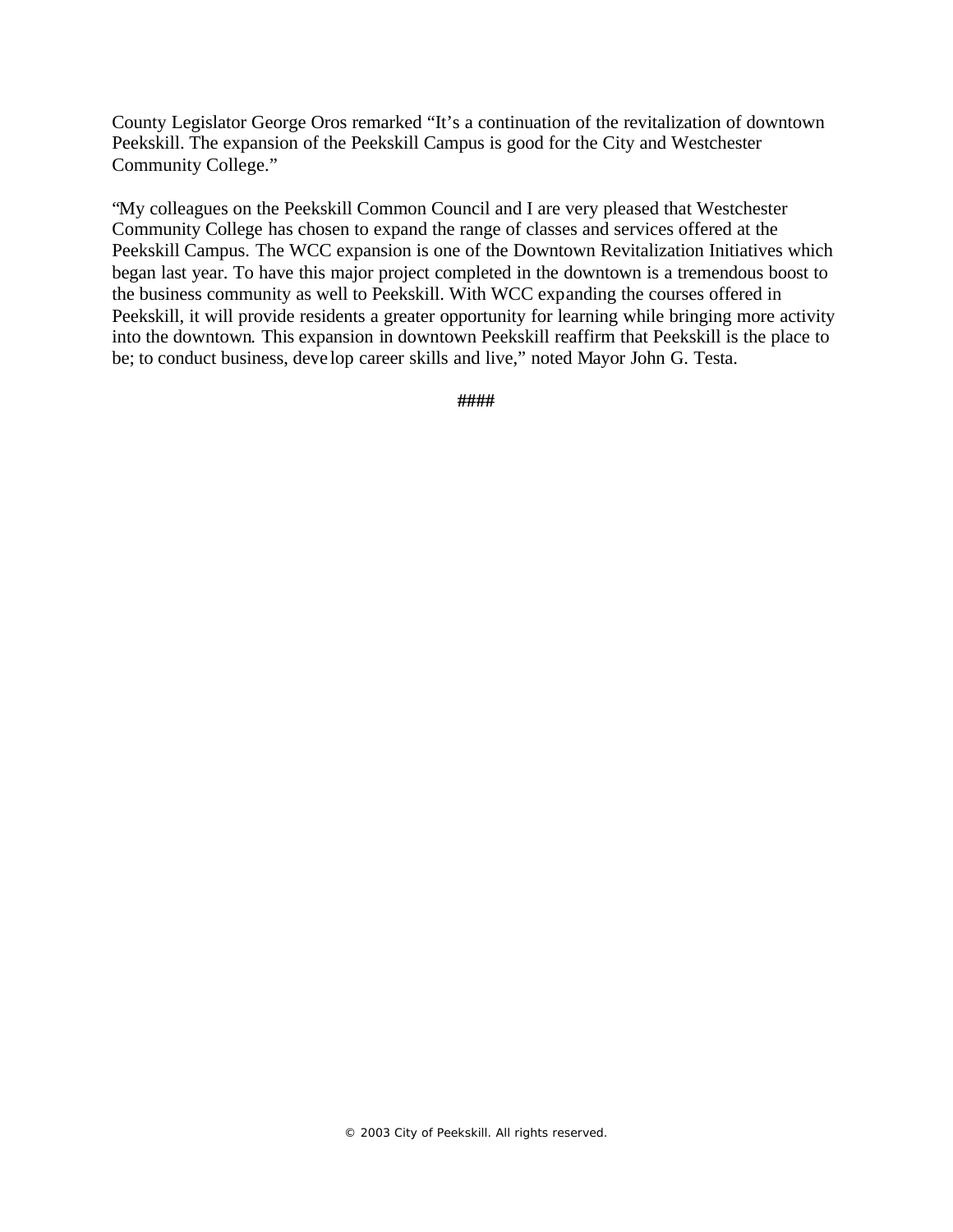County Legislator George Oros remarked "It's a continuation of the revitalization of downtown Peekskill. The expansion of the Peekskill Campus is good for the City and Westchester Community College."

"My colleagues on the Peekskill Common Council and I are very pleased that Westchester Community College has chosen to expand the range of classes and services offered at the Peekskill Campus. The WCC expansion is one of the Downtown Revitalization Initiatives which began last year. To have this major project completed in the downtown is a tremendous boost to the business community as well to Peekskill. With WCC expanding the courses offered in Peekskill, it will provide residents a greater opportunity for learning while bringing more activity into the downtown. This expansion in downtown Peekskill reaffirm that Peekskill is the place to be; to conduct business, develop career skills and live," noted Mayor John G. Testa.

####

© 2003 City of Peekskill. All rights reserved.